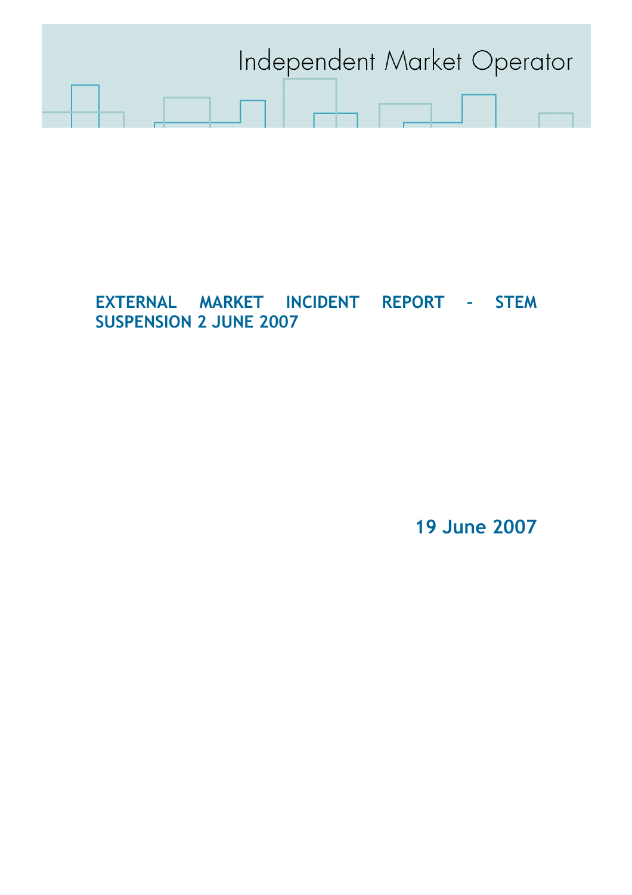Independent Market Operator

# EXTERNAL MARKET INCIDENT REPORT – STEM SUSPENSION 2 JUNE 2007

**19 June 2007**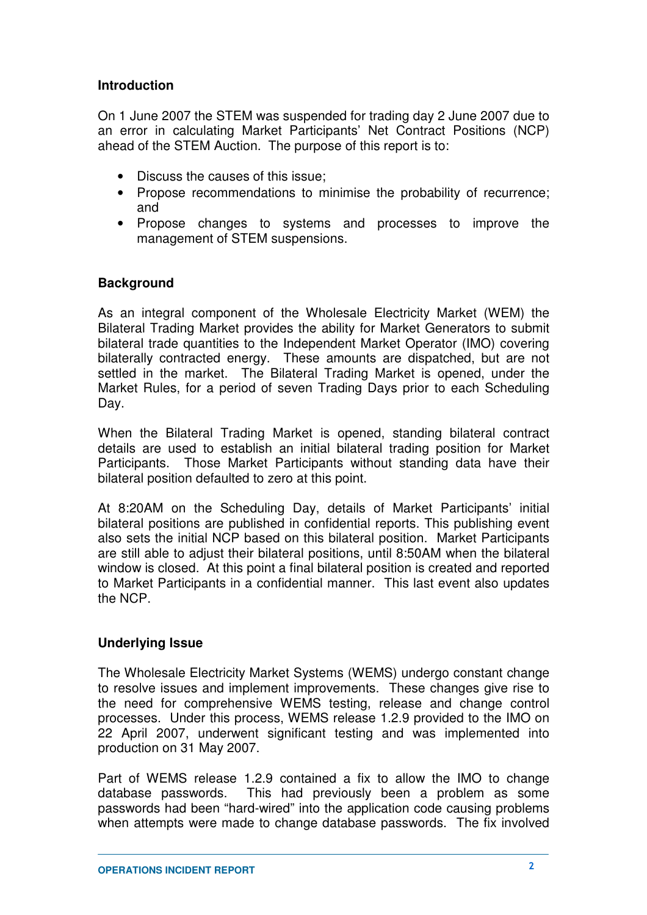## Introduction

On 1 June 2007 the STEM was suspended for trading day 2 June 2007 due to an error in calculating Market Participants' Net Contract Positions (NCP) ahead of the STEM Auction. The purpose of this report is to:

- Discuss the causes of this issue;
- Propose recommendations to minimise the probability of recurrence; and
- Propose changes to systems and processes to improve the management of STEM suspensions.

## Background

As an integral component of the Wholesale Electricity Market (WEM) the Bilateral Trading Market provides the ability for Market Generators to submit bilateral trade quantities to the Independent Market Operator (IMO) covering bilaterally contracted energy. These amounts are dispatched, but are not settled in the market. The Bilateral Trading Market is opened, under the Market Rules, for a period of seven Trading Days prior to each Scheduling Day.

When the Bilateral Trading Market is opened, standing bilateral contract details are used to establish an initial bilateral trading position for Market Participants. Those Market Participants without standing data have their bilateral position defaulted to zero at this point.

At 8:20AM on the Scheduling Day, details of Market Participants' initial bilateral positions are published in confidential reports. This publishing event also sets the initial NCP based on this bilateral position. Market Participants are still able to adjust their bilateral positions, until 8:50AM when the bilateral window is closed. At this point a final bilateral position is created and reported to Market Participants in a confidential manner. This last event also updates the NCP.

## Underlying Issue

The Wholesale Electricity Market Systems (WEMS) undergo constant change to resolve issues and implement improvements. These changes give rise to the need for comprehensive WEMS testing, release and change control processes. Under this process, WEMS release 1.2.9 provided to the IMO on 22 April 2007, underwent significant testing and was implemented into production on 31 May 2007.

Part of WEMS release 1.2.9 contained a fix to allow the IMO to change database passwords. This had previously been a problem as some passwords had been "hard-wired" into the application code causing problems when attempts were made to change database passwords. The fix involved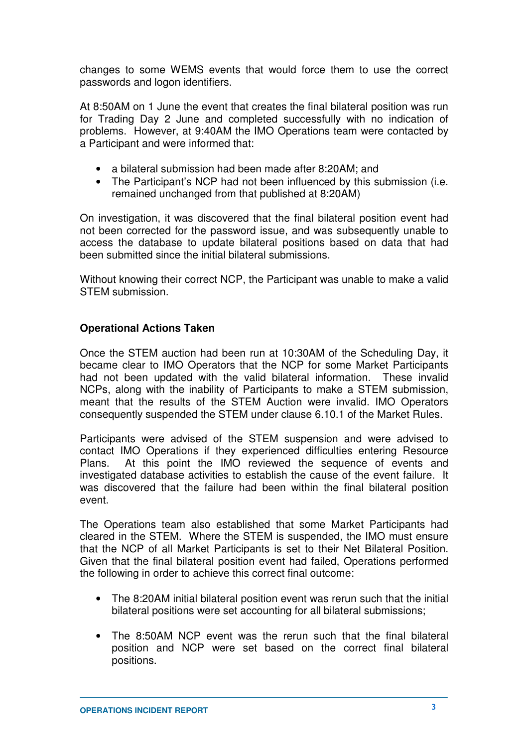changes to some WEMS events that would force them to use the correct passwords and logon identifiers.

At 8:50AM on 1 June the event that creates the final bilateral position was run for Trading Day 2 June and completed successfully with no indication of problems. However, at 9:40AM the IMO Operations team were contacted by a Participant and were informed that:

- a bilateral submission had been made after 8:20AM; and
- The Participant's NCP had not been influenced by this submission (i.e. remained unchanged from that published at 8:20AM)

On investigation, it was discovered that the final bilateral position event had not been corrected for the password issue, and was subsequently unable to access the database to update bilateral positions based on data that had been submitted since the initial bilateral submissions.

Without knowing their correct NCP, the Participant was unable to make a valid STEM submission.

**Operational Actions Taken**

Once the STEM auction had been run at 10:30AM of the Scheduling Day, it became clear to IMO Operators that the NCP for some Market Participants had not been updated with the valid bilateral information. These invalid NCPs, along with the inability of Participants to make a STEM submission, meant that the results of the STEM Auction were invalid. IMO Operators consequently suspended the STEM under clause 6.10.1 of the Market Rules.

Participants were advised of the STEM suspension and were advised to contact IMO Operations if they experienced difficulties entering Resource Plans. At this point the IMO reviewed the sequence of events and investigated database activities to establish the cause of the event failure. It was discovered that the failure had been within the final bilateral position event.

The Operations team also established that some Market Participants had cleared in the STEM. Where the STEM is suspended, the IMO must ensure that the NCP of all Market Participants is set to their Net Bilateral Position. Given that the final bilateral position event had failed, Operations performed the following in order to achieve this correct final outcome:

- The 8:20AM initial bilateral position event was rerun such that the initial bilateral positions were set accounting for all bilateral submissions;
- The 8:50AM NCP event was the rerun such that the final bilateral position and NCP were set based on the correct final bilateral positions.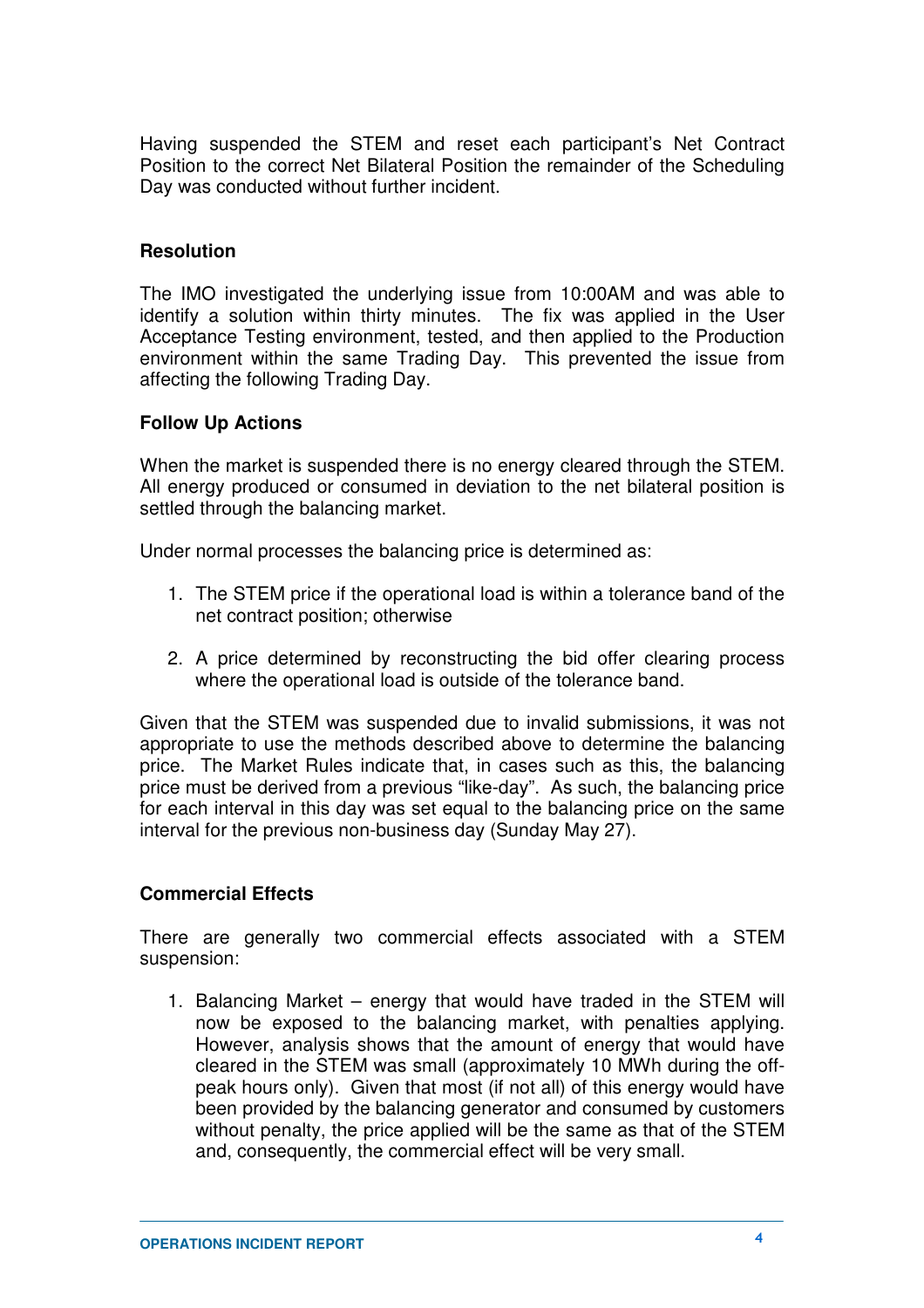Having suspended the STEM and reset each participant's Net Contract Position to the correct Net Bilateral Position the remainder of the Scheduling Day was conducted without further incident.

**Resolution**

The IMO investigated the underlying issue from 10:00AM and was able to identify a solution within thirty minutes. The fix was applied in the User Acceptance Testing environment, tested, and then applied to the Production environment within the same Trading Day. This prevented the issue from affecting the following Trading Day.

**Follow Up Actions**

When the market is suspended there is no energy cleared through the STEM. All energy produced or consumed in deviation to the net bilateral position is settled through the balancing market.

Under normal processes the balancing price is determined as:

1. The STEM price if the operational load is within a tolerance band of the net contract position; otherwise
2. A price determined by reconstructing the bid offer clearing process where the operational load is outside of the tolerance band.

Given that the STEM was suspended due to invalid submissions, it was not appropriate to use the methods described above to determine the balancing price. The Market Rules indicate that, in cases such as this, the balancing price must be derived from a previous "like-day". As such, the balancing price for each interval in this day was set equal to the balancing price on the same interval for the previous non-business day (Sunday May 27).

**Commercial Effects**

There are generally two commercial effects associated with a STEM suspension:

1. Balancing Market – energy that would have traded in the STEM will now be exposed to the balancing market, with penalties applying. However, analysis shows that the amount of energy that would have cleared in the STEM was small (approximately 10 MWh during the off-peak hours only). Given that most (if not all) of this energy would have been provided by the balancing generator and consumed by customers without penalty, the price applied will be the same as that of the STEM and, consequently, the commercial effect will be very small.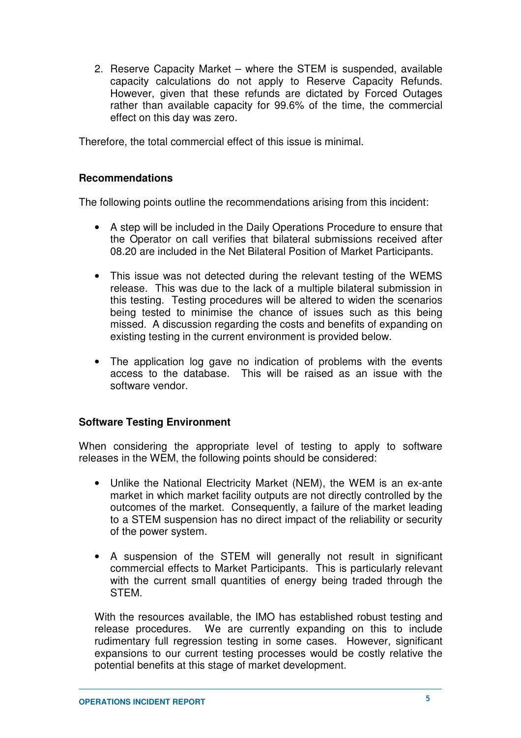2. Reserve Capacity Market – where the STEM is suspended, available capacity calculations do not apply to Reserve Capacity Refunds. However, given that these refunds are dictated by Forced Outages rather than available capacity for 99.6% of the time, the commercial effect on this day was zero.

Therefore, the total commercial effect of this issue is minimal.

**Recommendations**

The following points outline the recommendations arising from this incident:

- A step will be included in the Daily Operations Procedure to ensure that the Operator on call verifies that bilateral submissions received after 08.20 are included in the Net Bilateral Position of Market Participants.
- This issue was not detected during the relevant testing of the WEMS release. This was due to the lack of a multiple bilateral submission in this testing. Testing procedures will be altered to widen the scenarios being tested to minimise the chance of issues such as this being missed. A discussion regarding the costs and benefits of expanding on existing testing in the current environment is provided below.
- The application log gave no indication of problems with the events access to the database. This will be raised as an issue with the software vendor.

**Software Testing Environment**

When considering the appropriate level of testing to apply to software releases in the WEM, the following points should be considered:

- Unlike the National Electricity Market (NEM), the WEM is an ex-ante market in which market facility outputs are not directly controlled by the outcomes of the market. Consequently, a failure of the market leading to a STEM suspension has no direct impact of the reliability or security of the power system.
- A suspension of the STEM will generally not result in significant commercial effects to Market Participants. This is particularly relevant with the current small quantities of energy being traded through the STEM.

With the resources available, the IMO has established robust testing and release procedures. We are currently expanding on this to include rudimentary full regression testing in some cases. However, significant expansions to our current testing processes would be costly relative the potential benefits at this stage of market development.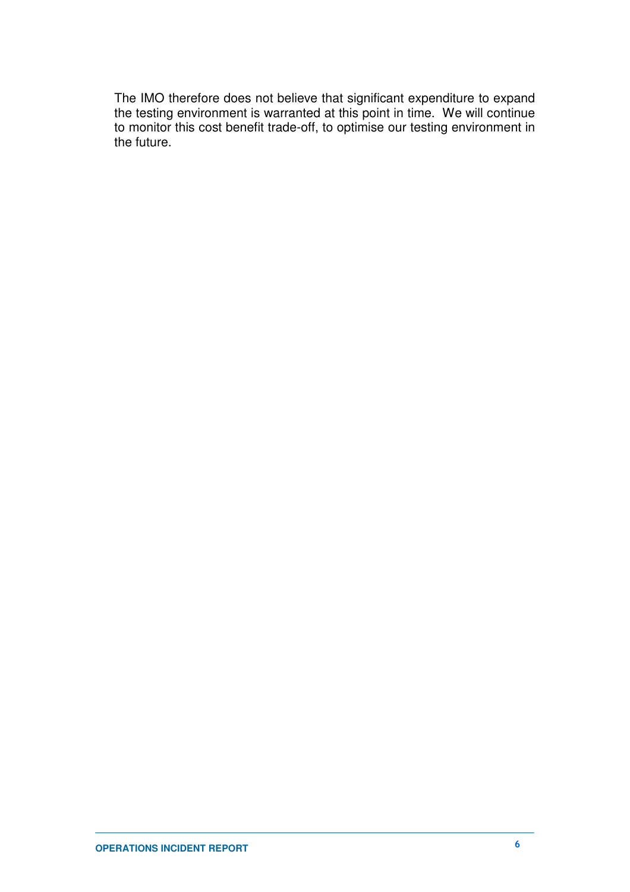The IMO therefore does not believe that significant expenditure to expand the testing environment is warranted at this point in time. We will continue to monitor this cost benefit trade-off, to optimise our testing environment in the future.